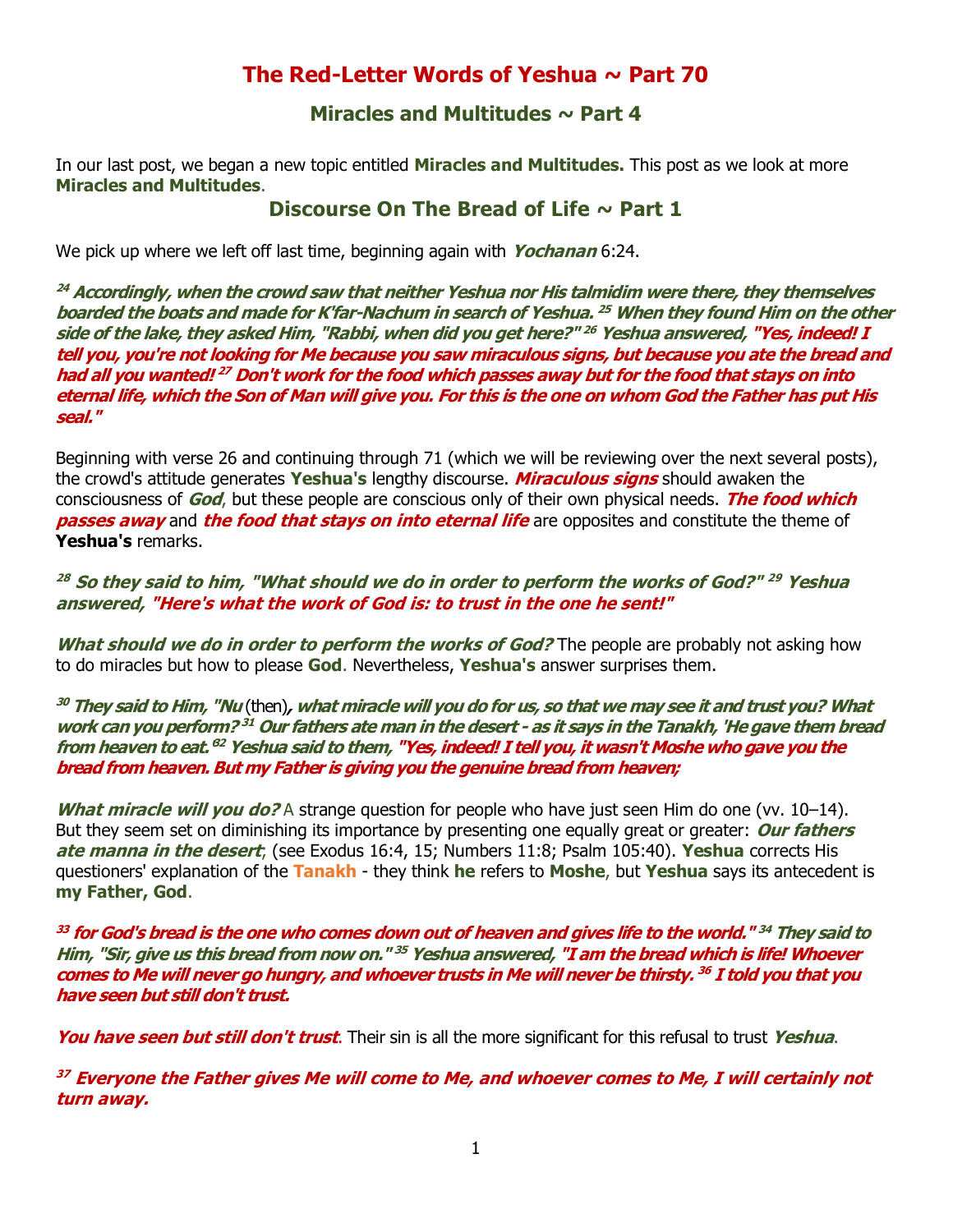# The Red-Letter Words of Yeshua ~ Part 70

## Miracles and Multitudes ~ Part 4

In our last post, we began a new topic entitled **Miracles and Multitudes.** This post as we look at more **Miracles and Multitudes**.

## Discourse On The Bread of Life ~ Part 1

We pick up where we left off last time, beginning again with ***Yochanan*** 6:24.

***[24] Accordingly, when the crowd saw that neither Yeshua nor His talmidim were there, they themselves boarded the boats and made for K'far-Nachum in search of Yeshua. [25] When they found Him on the other side of the lake, they asked Him, "Rabbi, when did you get here?" [26] Yeshua answered, "Yes, indeed! I tell you, you're not looking for Me because you saw miraculous signs, but because you ate the bread and had all you wanted! [27] Don't work for the food which passes away but for the food that stays on into eternal life, which the Son of Man will give you. For this is the one on whom God the Father has put His seal."***

Beginning with verse 26 and continuing through 71 (which we will be reviewing over the next several posts), the crowd's attitude generates **Yeshua's** lengthy discourse. ***Miraculous signs*** should awaken the consciousness of ***God***, but these people are conscious only of their own physical needs. ***The food which passes away*** and ***the food that stays on into eternal life*** are opposites and constitute the theme of **Yeshua's** remarks.

***[28] So they said to him, "What should we do in order to perform the works of God?" [29] Yeshua answered, "Here's what the work of God is: to trust in the one he sent!"***

***What should we do in order to perform the works of God?*** The people are probably not asking how to do miracles but how to please **God**. Nevertheless, **Yeshua's** answer surprises them.

***[30] They said to Him, "Nu*** (then)***, what miracle will you do for us, so that we may see it and trust you? What work can you perform? [31] Our fathers ate man in the desert - as it says in the Tanakh, 'He gave them bread from heaven to eat.'[32] Yeshua said to them, "Yes, indeed! I tell you, it wasn't Moshe who gave you the bread from heaven. But my Father is giving you the genuine bread from heaven;***

***What miracle will you do?*** A strange question for people who have just seen Him do one (vv. 10–14). But they seem set on diminishing its importance by presenting one equally great or greater: ***Our fathers ate manna in the desert***; (see Exodus 16:4, 15; Numbers 11:8; Psalm 105:40). **Yeshua** corrects His questioners' explanation of the **Tanakh** - they think **he** refers to **Moshe**, but **Yeshua** says its antecedent is **my Father, God**.

***[33] for God's bread is the one who comes down out of heaven and gives life to the world." [34] They said to Him, "Sir, give us this bread from now on." [35] Yeshua answered, "I am the bread which is life! Whoever comes to Me will never go hungry, and whoever trusts in Me will never be thirsty. [36] I told you that you have seen but still don't trust.***

***You have seen but still don't trust***. Their sin is all the more significant for this refusal to trust ***Yeshua***.

***[37] Everyone the Father gives Me will come to Me, and whoever comes to Me, I will certainly not turn away.***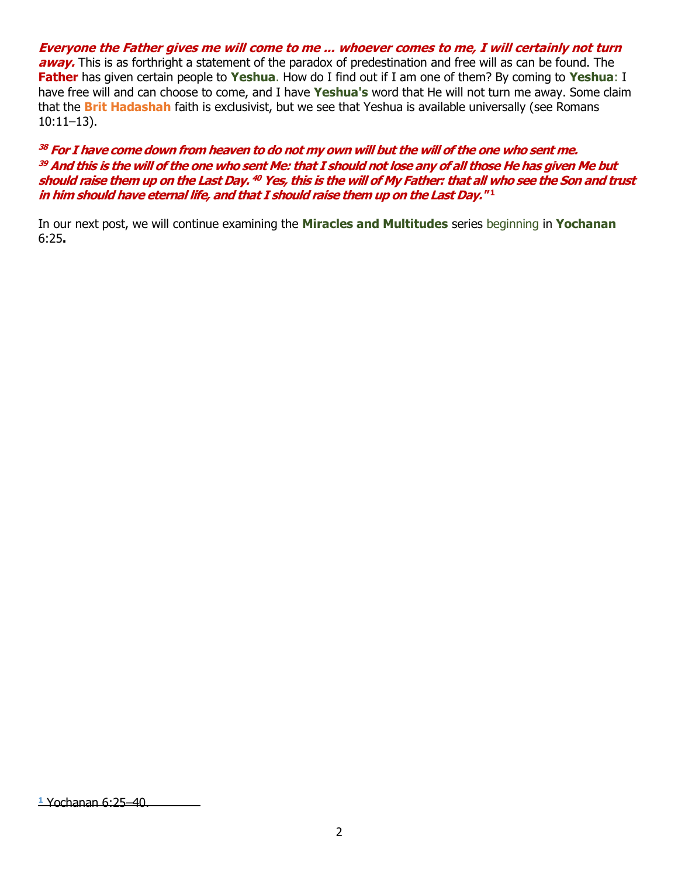***Everyone the Father gives me will come to me … whoever comes to me, I will certainly not turn away.*** This is as forthright a statement of the paradox of predestination and free will as can be found. The **Father** has given certain people to **Yeshua**. How do I find out if I am one of them? By coming to **Yeshua**: I have free will and can choose to come, and I have **Yeshua's** word that He will not turn me away. Some claim that the **Brit Hadashah** faith is exclusivist, but we see that Yeshua is available universally (see Romans 10:11–13).

***38 For I have come down from heaven to do not my own will but the will of the one who sent me. 39 And this is the will of the one who sent Me: that I should not lose any of all those He has given Me but should raise them up on the Last Day. 40 Yes, this is the will of My Father: that all who see the Son and trust in him should have eternal life, and that I should raise them up on the Last Day."[1]***

In our next post, we will continue examining the **Miracles and Multitudes** series beginning in **Yochanan** 6:25**.**

[1] Yochanan 6:25–40.